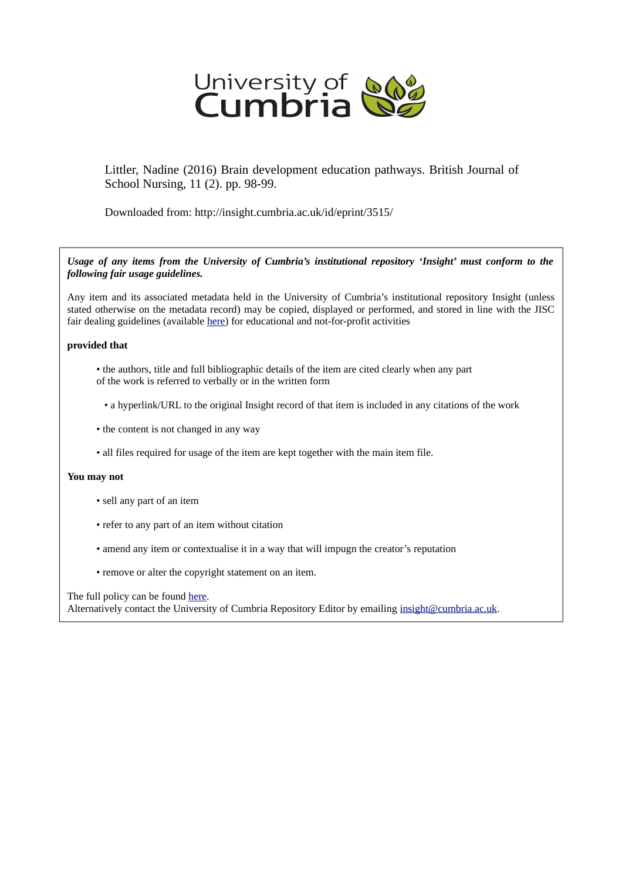University of Cumbria

Littler, Nadine (2016) Brain development education pathways. British Journal of School Nursing, 11 (2). pp. 98-99.

Downloaded from: http://insight.cumbria.ac.uk/id/eprint/3515/

***Usage of any items from the University of Cumbria's institutional repository 'Insight' must conform to the following fair usage guidelines.***

Any item and its associated metadata held in the University of Cumbria's institutional repository Insight (unless stated otherwise on the metadata record) may be copied, displayed or performed, and stored in line with the JISC fair dealing guidelines (available here) for educational and not-for-profit activities

**provided that**

- the authors, title and full bibliographic details of the item are cited clearly when any part of the work is referred to verbally or in the written form
- a hyperlink/URL to the original Insight record of that item is included in any citations of the work
- the content is not changed in any way
- all files required for usage of the item are kept together with the main item file.

**You may not**

- sell any part of an item
- refer to any part of an item without citation
- amend any item or contextualise it in a way that will impugn the creator's reputation
- remove or alter the copyright statement on an item.

The full policy can be found here.
Alternatively contact the University of Cumbria Repository Editor by emailing insight@cumbria.ac.uk.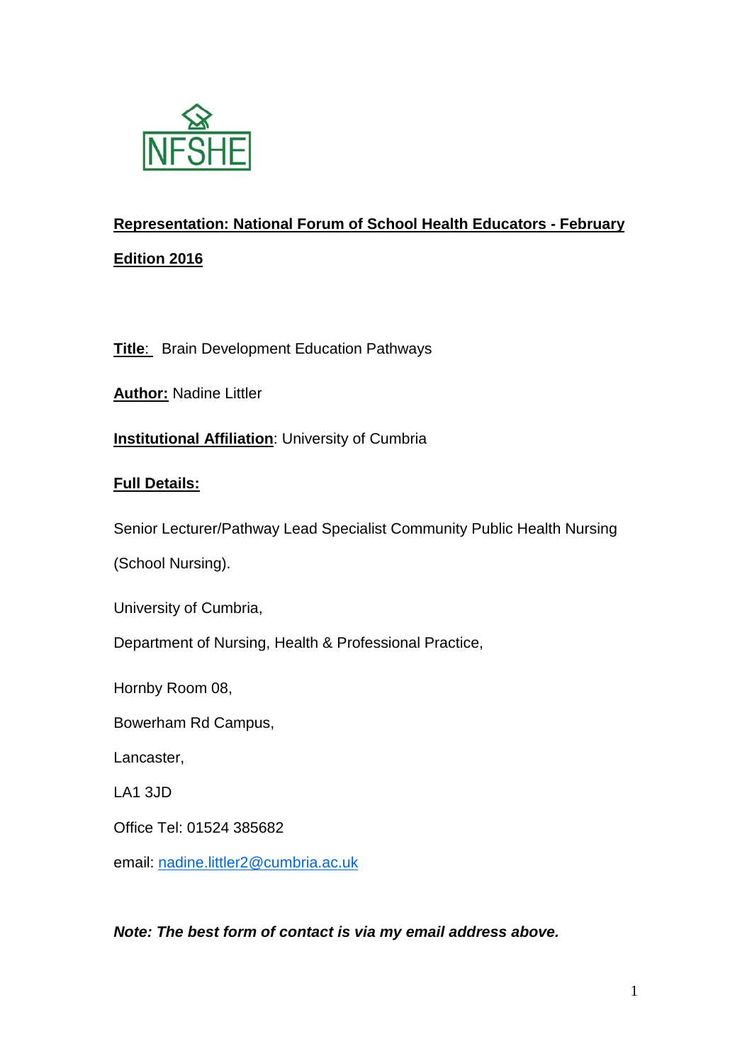**Representation: National Forum of School Health Educators - February Edition 2016**

**Title:** Brain Development Education Pathways

**Author:** Nadine Littler

**Institutional Affiliation**: University of Cumbria

**Full Details:**

Senior Lecturer/Pathway Lead Specialist Community Public Health Nursing (School Nursing).

University of Cumbria,

Department of Nursing, Health & Professional Practice,

Hornby Room 08,

Bowerham Rd Campus,

Lancaster,

LA1 3JD

Office Tel: 01524 385682

email: nadine.littler2@cumbria.ac.uk

***Note: The best form of contact is via my email address above.***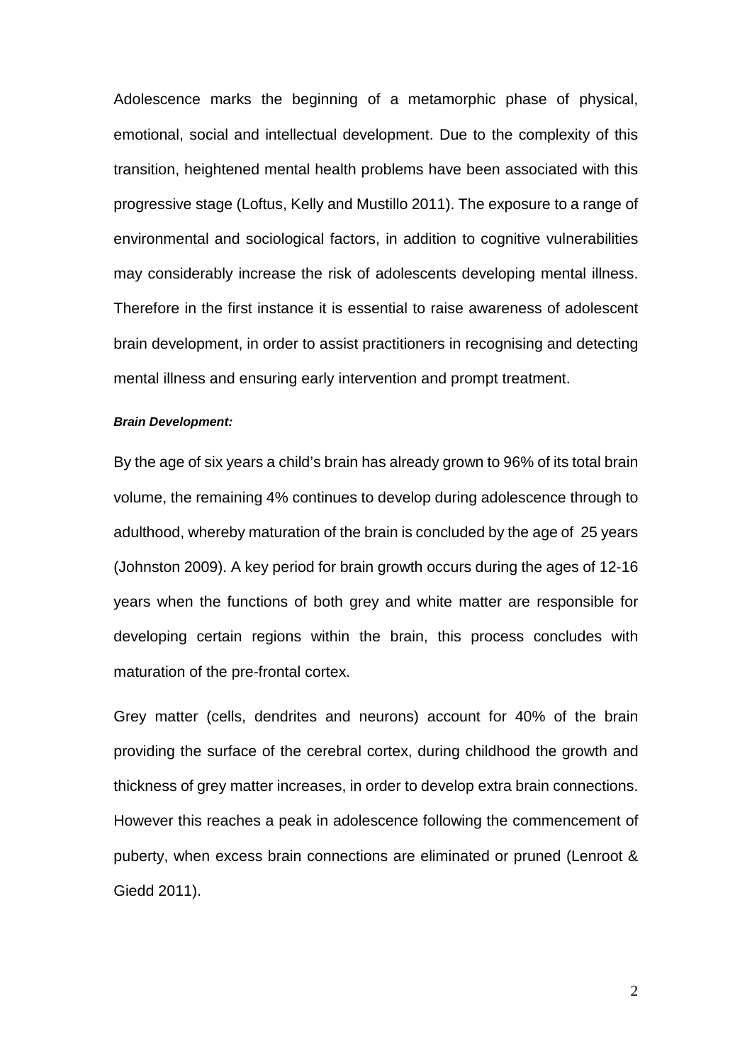Adolescence marks the beginning of a metamorphic phase of physical, emotional, social and intellectual development. Due to the complexity of this transition, heightened mental health problems have been associated with this progressive stage (Loftus, Kelly and Mustillo 2011). The exposure to a range of environmental and sociological factors, in addition to cognitive vulnerabilities may considerably increase the risk of adolescents developing mental illness. Therefore in the first instance it is essential to raise awareness of adolescent brain development, in order to assist practitioners in recognising and detecting mental illness and ensuring early intervention and prompt treatment.

***Brain Development:***

By the age of six years a child's brain has already grown to 96% of its total brain volume, the remaining 4% continues to develop during adolescence through to adulthood, whereby maturation of the brain is concluded by the age of 25 years (Johnston 2009). A key period for brain growth occurs during the ages of 12-16 years when the functions of both grey and white matter are responsible for developing certain regions within the brain, this process concludes with maturation of the pre-frontal cortex.

Grey matter (cells, dendrites and neurons) account for 40% of the brain providing the surface of the cerebral cortex, during childhood the growth and thickness of grey matter increases, in order to develop extra brain connections. However this reaches a peak in adolescence following the commencement of puberty, when excess brain connections are eliminated or pruned (Lenroot & Giedd 2011).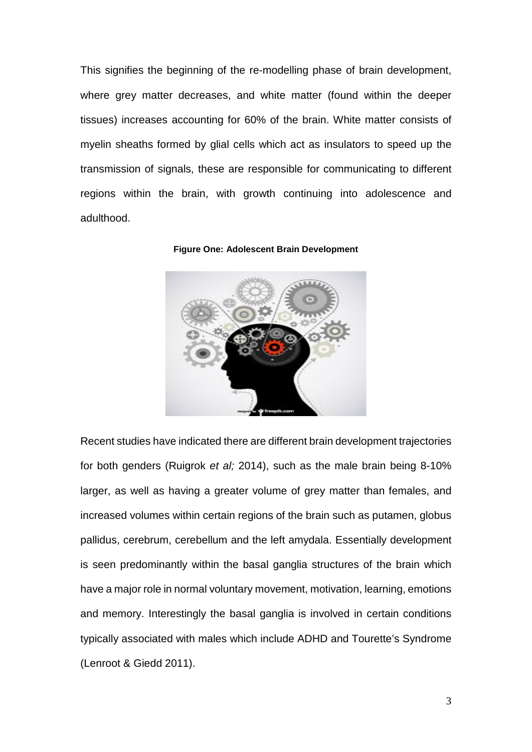This signifies the beginning of the re-modelling phase of brain development, where grey matter decreases, and white matter (found within the deeper tissues) increases accounting for 60% of the brain. White matter consists of myelin sheaths formed by glial cells which act as insulators to speed up the transmission of signals, these are responsible for communicating to different regions within the brain, with growth continuing into adolescence and adulthood.

**Figure One: Adolescent Brain Development**

Recent studies have indicated there are different brain development trajectories for both genders (Ruigrok *et al;* 2014), such as the male brain being 8-10% larger, as well as having a greater volume of grey matter than females, and increased volumes within certain regions of the brain such as putamen, globus pallidus, cerebrum, cerebellum and the left amydala. Essentially development is seen predominantly within the basal ganglia structures of the brain which have a major role in normal voluntary movement, motivation, learning, emotions and memory. Interestingly the basal ganglia is involved in certain conditions typically associated with males which include ADHD and Tourette's Syndrome (Lenroot & Giedd 2011).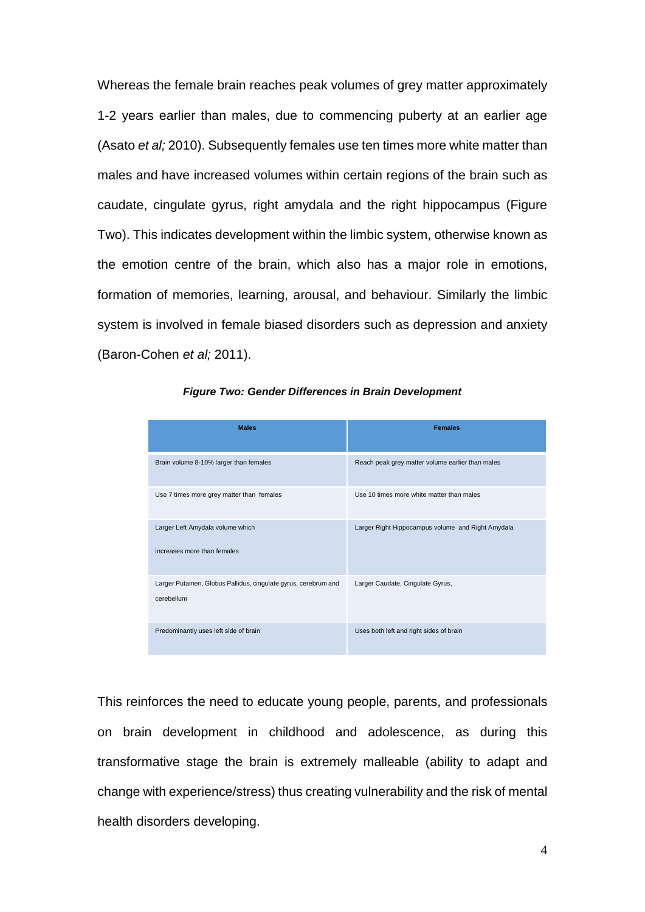Whereas the female brain reaches peak volumes of grey matter approximately 1-2 years earlier than males, due to commencing puberty at an earlier age (Asato *et al;* 2010). Subsequently females use ten times more white matter than males and have increased volumes within certain regions of the brain such as caudate, cingulate gyrus, right amydala and the right hippocampus (Figure Two). This indicates development within the limbic system, otherwise known as the emotion centre of the brain, which also has a major role in emotions, formation of memories, learning, arousal, and behaviour. Similarly the limbic system is involved in female biased disorders such as depression and anxiety (Baron-Cohen *et al;* 2011).

***Figure Two: Gender Differences in Brain Development***

| **Males** | **Females** |
|---|---|
| Brain volume 8-10% larger than females | Reach peak grey matter volume earlier than males |
| Use 7 times more grey matter than females | Use 10 times more white matter than males |
| Larger Left Amydala volume which increases more than females | Larger Right Hippocampus volume and Right Amydala |
| Larger Putamen, Globus Pallidus, cingulate gyrus, cerebrum and cerebellum | Larger Caudate, Cingulate Gyrus, |
| Predominantly uses left side of brain | Uses both left and right sides of brain |

This reinforces the need to educate young people, parents, and professionals on brain development in childhood and adolescence, as during this transformative stage the brain is extremely malleable (ability to adapt and change with experience/stress) thus creating vulnerability and the risk of mental health disorders developing.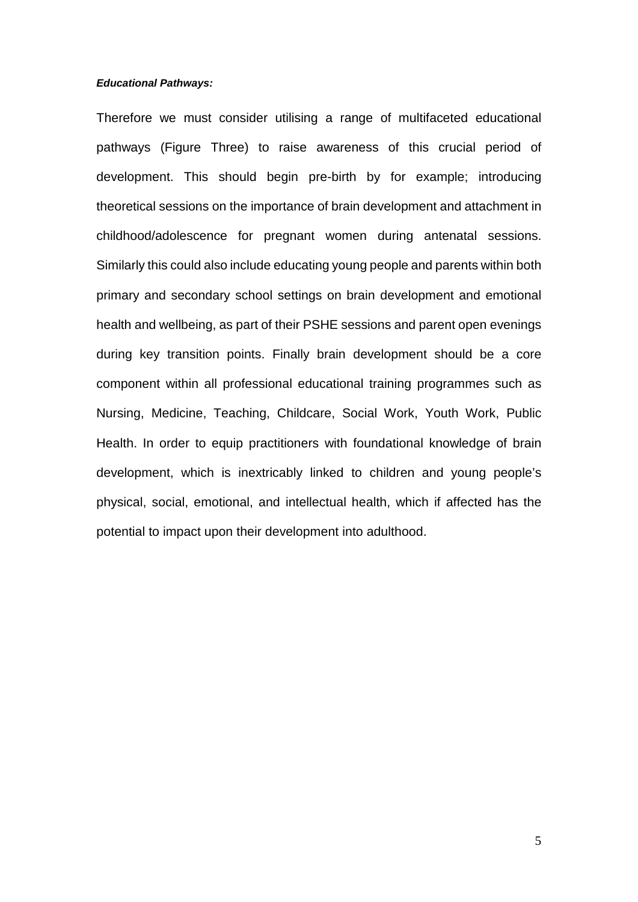***Educational Pathways:***

Therefore we must consider utilising a range of multifaceted educational pathways (Figure Three) to raise awareness of this crucial period of development. This should begin pre-birth by for example; introducing theoretical sessions on the importance of brain development and attachment in childhood/adolescence for pregnant women during antenatal sessions. Similarly this could also include educating young people and parents within both primary and secondary school settings on brain development and emotional health and wellbeing, as part of their PSHE sessions and parent open evenings during key transition points. Finally brain development should be a core component within all professional educational training programmes such as Nursing, Medicine, Teaching, Childcare, Social Work, Youth Work, Public Health. In order to equip practitioners with foundational knowledge of brain development, which is inextricably linked to children and young people's physical, social, emotional, and intellectual health, which if affected has the potential to impact upon their development into adulthood.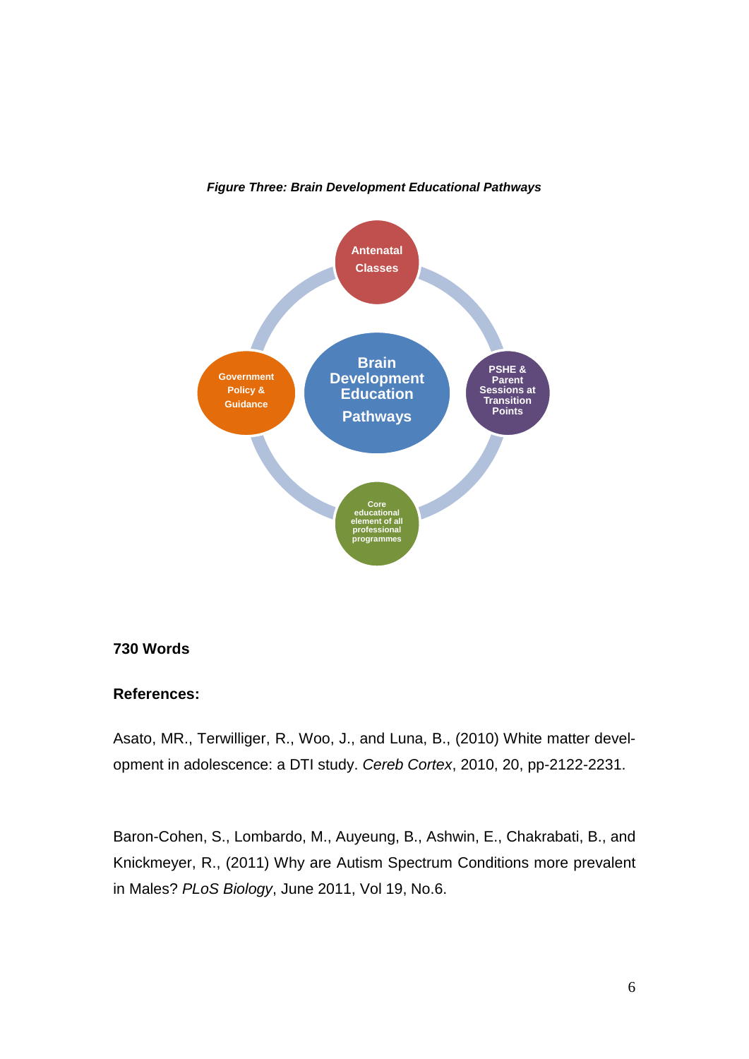***Figure Three: Brain Development Educational Pathways***

Brain Development Education Pathways

Antenatal Classes

PSHE & Parent Sessions at Transition Points

Core educational element of all professional programmes

Government Policy & Guidance

**730 Words**

**References:**

Asato, MR., Terwilliger, R., Woo, J., and Luna, B., (2010) White matter development in adolescence: a DTI study. *Cereb Cortex*, 2010, 20, pp-2122-2231.

Baron-Cohen, S., Lombardo, M., Auyeung, B., Ashwin, E., Chakrabati, B., and Knickmeyer, R., (2011) Why are Autism Spectrum Conditions more prevalent in Males? *PLoS Biology*, June 2011, Vol 19, No.6.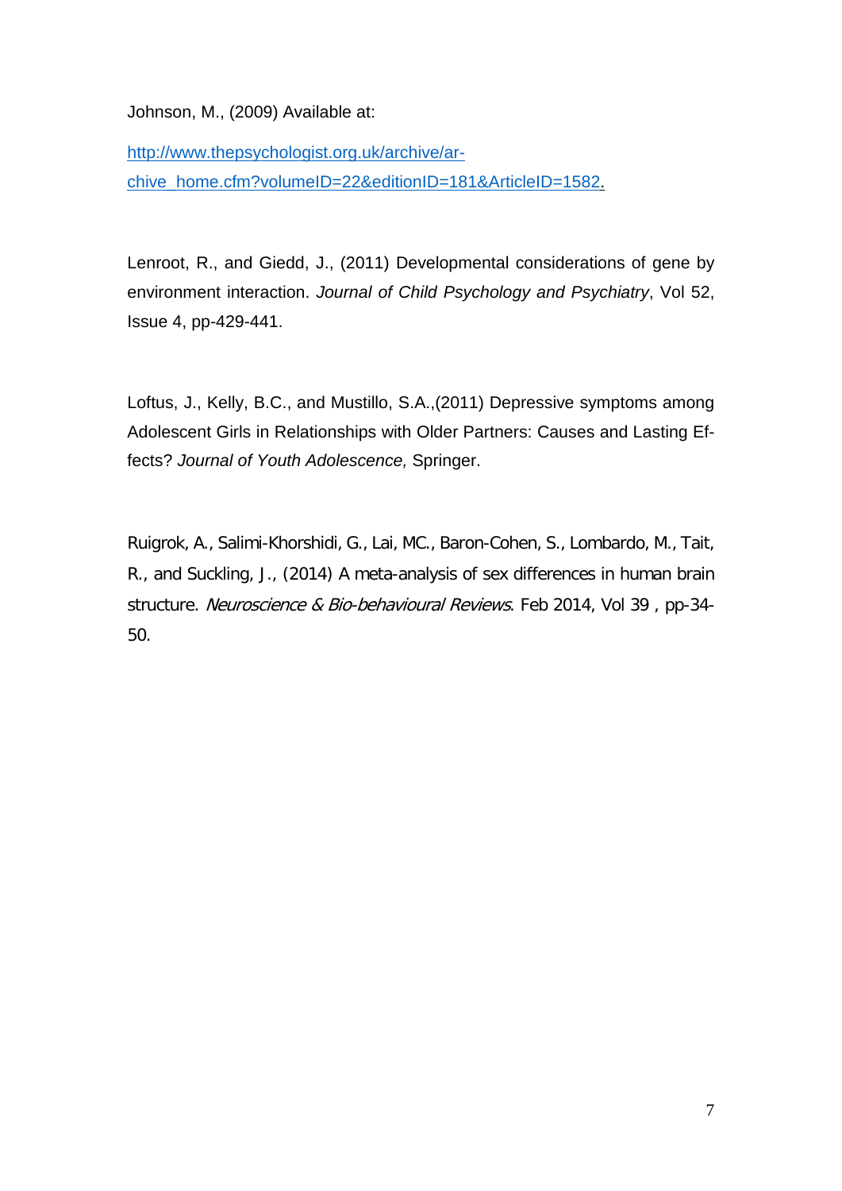Johnson, M., (2009) Available at:

http://www.thepsychologist.org.uk/archive/archive_home.cfm?volumeID=22&editionID=181&ArticleID=1582.

Lenroot, R., and Giedd, J., (2011) Developmental considerations of gene by environment interaction. *Journal of Child Psychology and Psychiatry*, Vol 52, Issue 4, pp-429-441.

Loftus, J., Kelly, B.C., and Mustillo, S.A.,(2011) Depressive symptoms among Adolescent Girls in Relationships with Older Partners: Causes and Lasting Effects? *Journal of Youth Adolescence,* Springer.

Ruigrok, A., Salimi-Khorshidi, G., Lai, MC., Baron-Cohen, S., Lombardo, M., Tait, R., and Suckling, J., (2014) A meta-analysis of sex differences in human brain structure. *Neuroscience & Bio-behavioural Reviews*. Feb 2014, Vol 39 , pp-34-50.